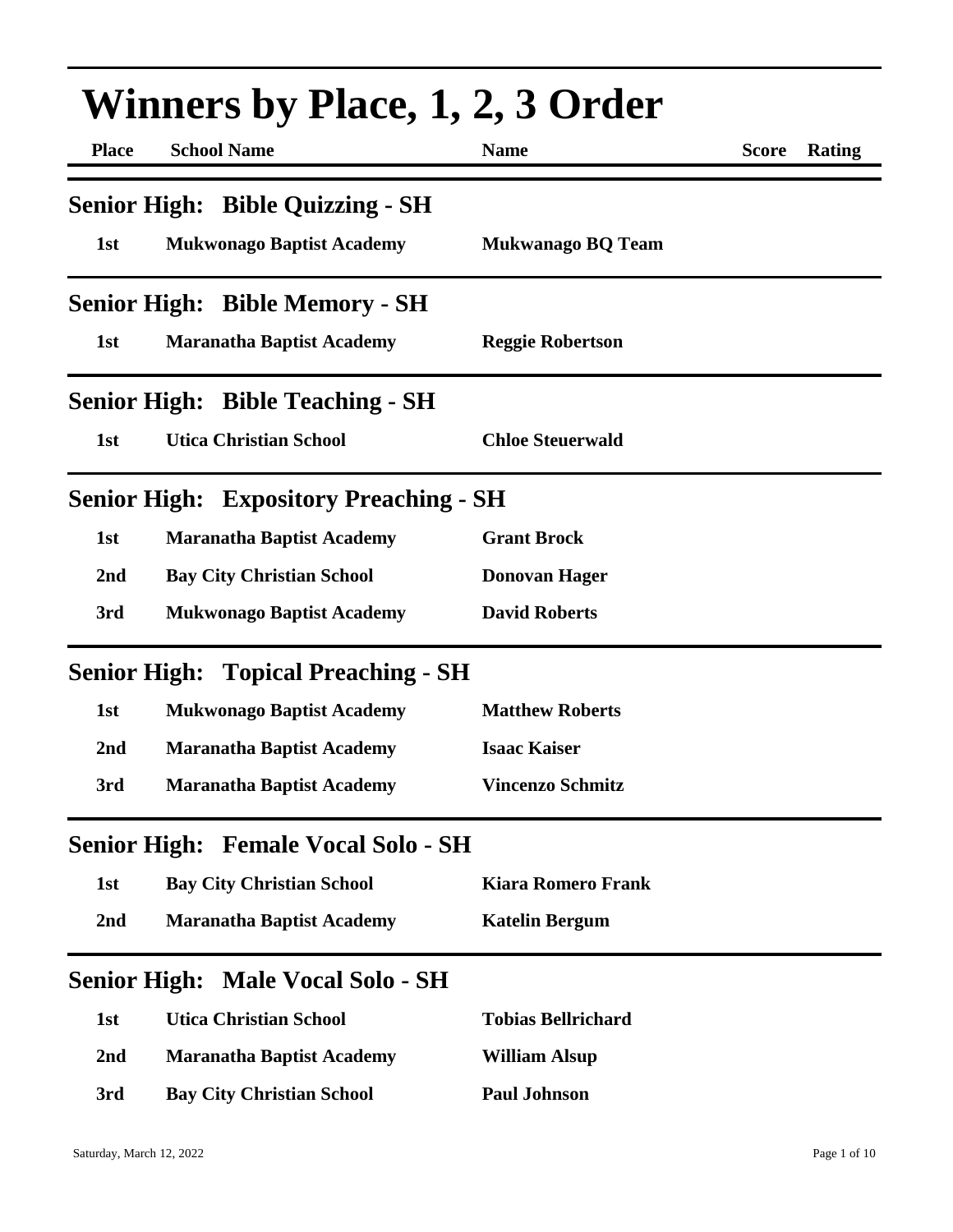# Winners by Place, 1, 2, 3 Order

| Place | School Name | Name | Score | Rating |
|---|---|---|---|---|

## Senior High: Bible Quizzing - SH

| Place | School Name | Name | Score | Rating |
|---|---|---|---|---|
| 1st | Mukwonago Baptist Academy | Mukwanago BQ Team | | |

## Senior High: Bible Memory - SH

| Place | School Name | Name | Score | Rating |
|---|---|---|---|---|
| 1st | Maranatha Baptist Academy | Reggie Robertson | | |

## Senior High: Bible Teaching - SH

| Place | School Name | Name | Score | Rating |
|---|---|---|---|---|
| 1st | Utica Christian School | Chloe Steuerwald | | |

## Senior High: Expository Preaching - SH

| Place | School Name | Name | Score | Rating |
|---|---|---|---|---|
| 1st | Maranatha Baptist Academy | Grant Brock | | |
| 2nd | Bay City Christian School | Donovan Hager | | |
| 3rd | Mukwonago Baptist Academy | David Roberts | | |

## Senior High: Topical Preaching - SH

| Place | School Name | Name | Score | Rating |
|---|---|---|---|---|
| 1st | Mukwonago Baptist Academy | Matthew Roberts | | |
| 2nd | Maranatha Baptist Academy | Isaac Kaiser | | |
| 3rd | Maranatha Baptist Academy | Vincenzo Schmitz | | |

## Senior High: Female Vocal Solo - SH

| Place | School Name | Name | Score | Rating |
|---|---|---|---|---|
| 1st | Bay City Christian School | Kiara Romero Frank | | |
| 2nd | Maranatha Baptist Academy | Katelin Bergum | | |

## Senior High: Male Vocal Solo - SH

| Place | School Name | Name | Score | Rating |
|---|---|---|---|---|
| 1st | Utica Christian School | Tobias Bellrichard | | |
| 2nd | Maranatha Baptist Academy | William Alsup | | |
| 3rd | Bay City Christian School | Paul Johnson | | |

Saturday, March 12, 2022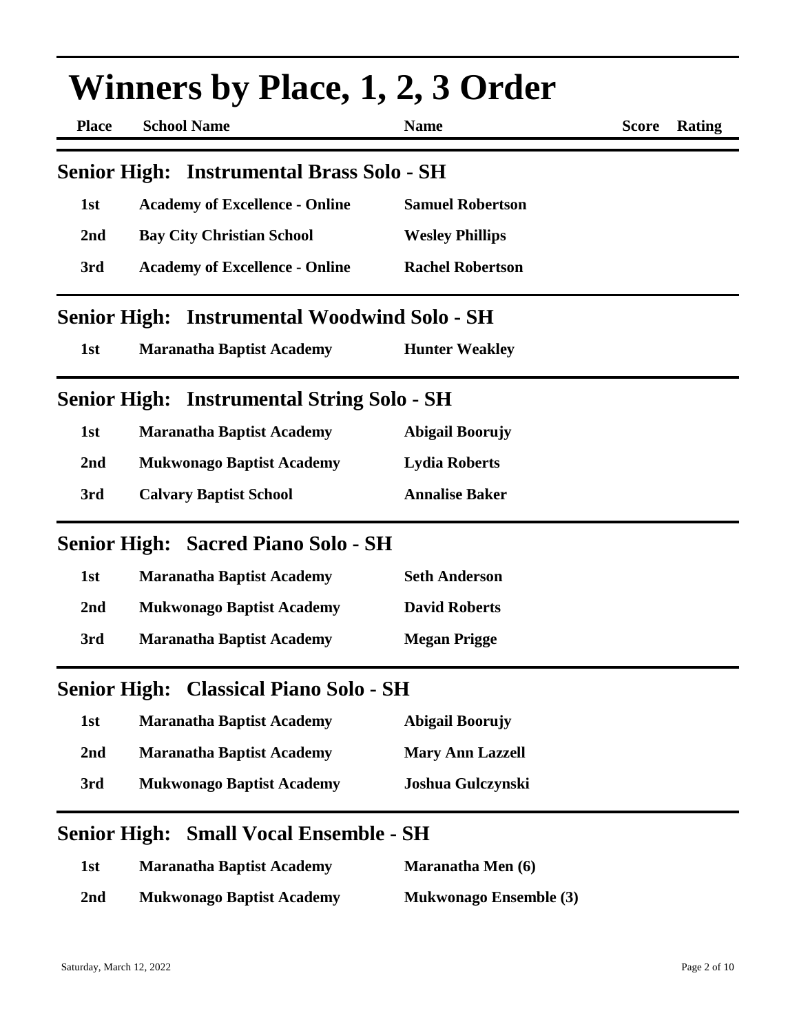# Winners by Place, 1, 2, 3 Order

## Senior High: Instrumental Brass Solo - SH

| Place | School Name | Name | Score | Rating |
|---|---|---|---|---|
| 1st | Academy of Excellence - Online | Samuel Robertson | | |
| 2nd | Bay City Christian School | Wesley Phillips | | |
| 3rd | Academy of Excellence - Online | Rachel Robertson | | |

## Senior High: Instrumental Woodwind Solo - SH

| Place | School Name | Name | Score | Rating |
|---|---|---|---|---|
| 1st | Maranatha Baptist Academy | Hunter Weakley | | |

## Senior High: Instrumental String Solo - SH

| Place | School Name | Name | Score | Rating |
|---|---|---|---|---|
| 1st | Maranatha Baptist Academy | Abigail Boorujy | | |
| 2nd | Mukwonago Baptist Academy | Lydia Roberts | | |
| 3rd | Calvary Baptist School | Annalise Baker | | |

## Senior High: Sacred Piano Solo - SH

| Place | School Name | Name | Score | Rating |
|---|---|---|---|---|
| 1st | Maranatha Baptist Academy | Seth Anderson | | |
| 2nd | Mukwonago Baptist Academy | David Roberts | | |
| 3rd | Maranatha Baptist Academy | Megan Prigge | | |

## Senior High: Classical Piano Solo - SH

| Place | School Name | Name | Score | Rating |
|---|---|---|---|---|
| 1st | Maranatha Baptist Academy | Abigail Boorujy | | |
| 2nd | Maranatha Baptist Academy | Mary Ann Lazzell | | |
| 3rd | Mukwonago Baptist Academy | Joshua Gulczynski | | |

## Senior High: Small Vocal Ensemble - SH

| Place | School Name | Name | Score | Rating |
|---|---|---|---|---|
| 1st | Maranatha Baptist Academy | Maranatha Men (6) | | |
| 2nd | Mukwonago Baptist Academy | Mukwonago Ensemble (3) | | |

Saturday, March 12, 2022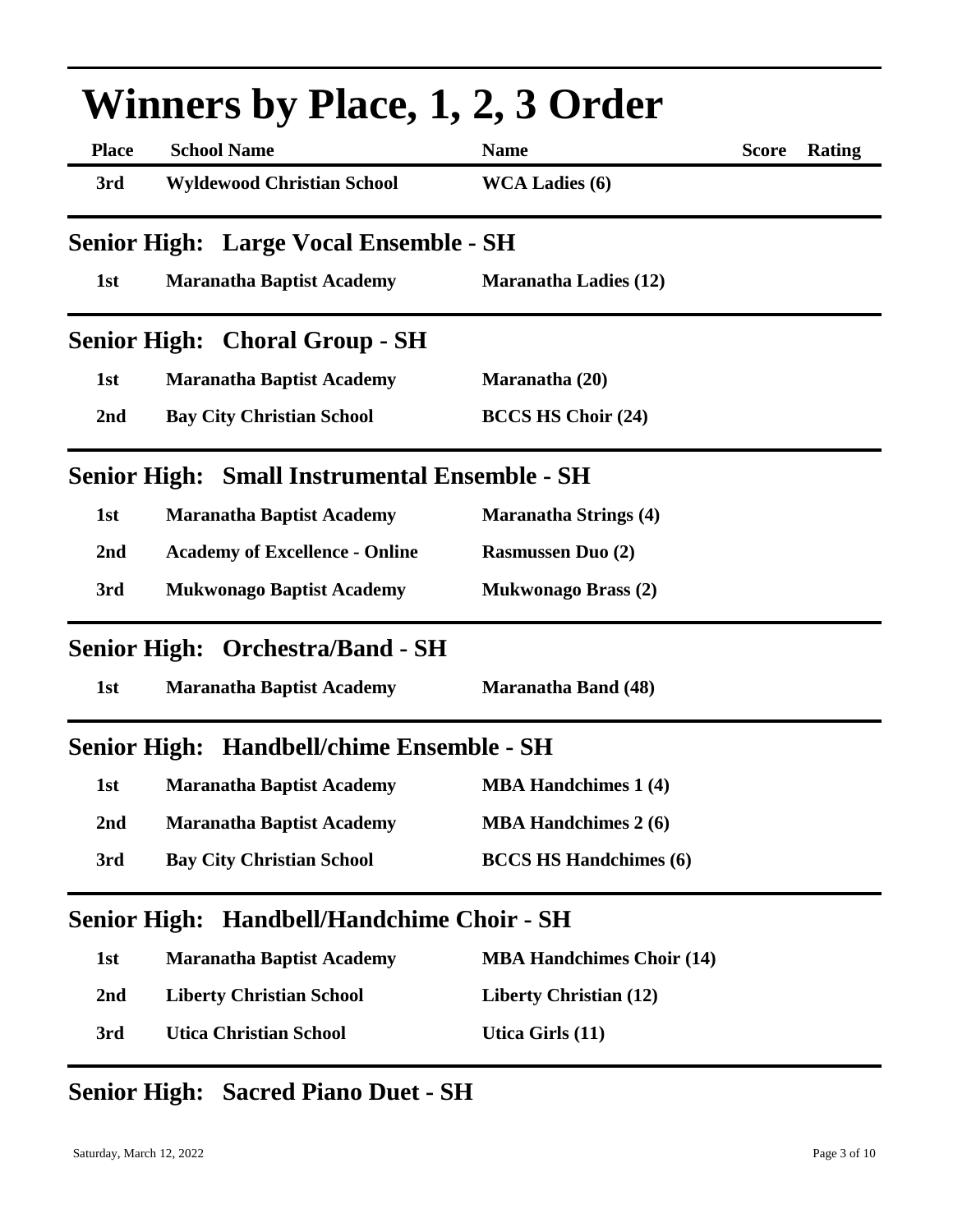# Winners by Place, 1, 2, 3 Order

| Place | School Name | Name | Score | Rating |
|---|---|---|---|---|
| 3rd | Wyldewood Christian School | WCA Ladies (6) | | |

## Senior High: Large Vocal Ensemble - SH

| Place | School Name | Name | Score | Rating |
|---|---|---|---|---|
| 1st | Maranatha Baptist Academy | Maranatha Ladies (12) | | |

## Senior High: Choral Group - SH

| Place | School Name | Name | Score | Rating |
|---|---|---|---|---|
| 1st | Maranatha Baptist Academy | Maranatha (20) | | |
| 2nd | Bay City Christian School | BCCS HS Choir (24) | | |

## Senior High: Small Instrumental Ensemble - SH

| Place | School Name | Name | Score | Rating |
|---|---|---|---|---|
| 1st | Maranatha Baptist Academy | Maranatha Strings (4) | | |
| 2nd | Academy of Excellence - Online | Rasmussen Duo (2) | | |
| 3rd | Mukwonago Baptist Academy | Mukwonago Brass (2) | | |

## Senior High: Orchestra/Band - SH

| Place | School Name | Name | Score | Rating |
|---|---|---|---|---|
| 1st | Maranatha Baptist Academy | Maranatha Band (48) | | |

## Senior High: Handbell/chime Ensemble - SH

| Place | School Name | Name | Score | Rating |
|---|---|---|---|---|
| 1st | Maranatha Baptist Academy | MBA Handchimes 1 (4) | | |
| 2nd | Maranatha Baptist Academy | MBA Handchimes 2 (6) | | |
| 3rd | Bay City Christian School | BCCS HS Handchimes (6) | | |

## Senior High: Handbell/Handchime Choir - SH

| Place | School Name | Name | Score | Rating |
|---|---|---|---|---|
| 1st | Maranatha Baptist Academy | MBA Handchimes Choir (14) | | |
| 2nd | Liberty Christian School | Liberty Christian (12) | | |
| 3rd | Utica Christian School | Utica Girls (11) | | |

## Senior High: Sacred Piano Duet - SH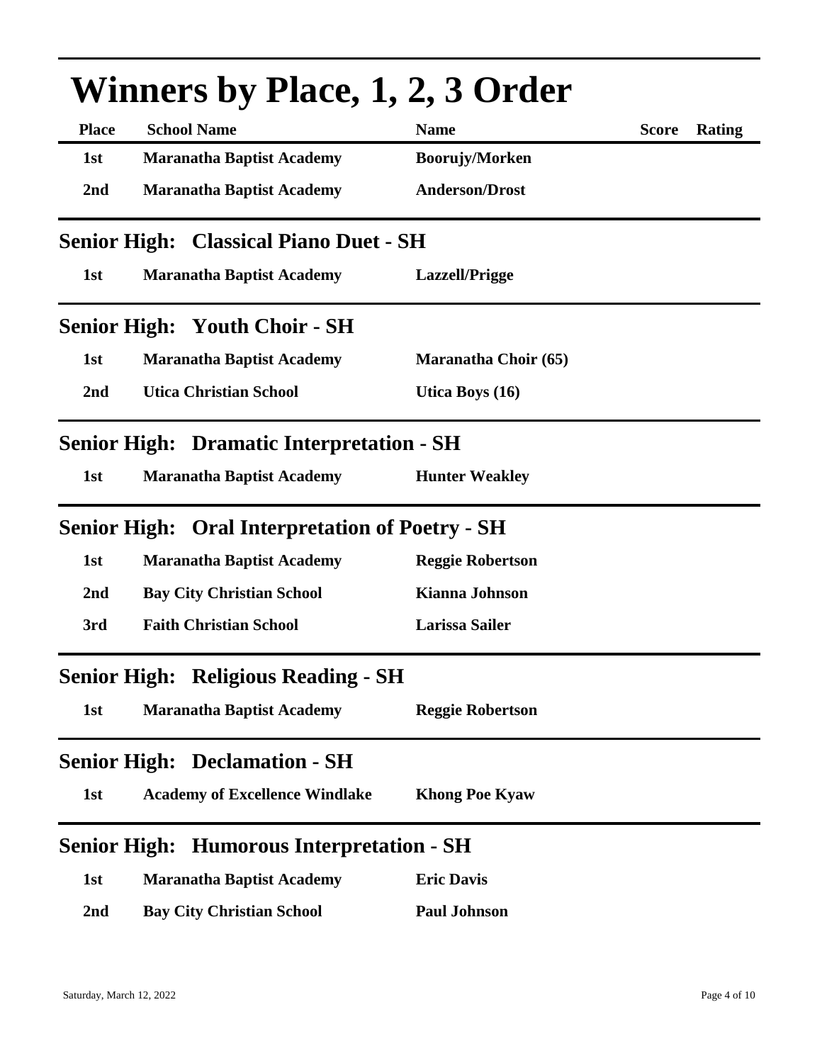# Winners by Place, 1, 2, 3 Order

| Place | School Name | Name | Score | Rating |
|---|---|---|---|---|
| 1st | Maranatha Baptist Academy | Boorujy/Morken | | |
| 2nd | Maranatha Baptist Academy | Anderson/Drost | | |

## Senior High: Classical Piano Duet - SH

| Place | School Name | Name | Score | Rating |
|---|---|---|---|---|
| 1st | Maranatha Baptist Academy | Lazzell/Prigge | | |

## Senior High: Youth Choir - SH

| Place | School Name | Name | Score | Rating |
|---|---|---|---|---|
| 1st | Maranatha Baptist Academy | Maranatha Choir (65) | | |
| 2nd | Utica Christian School | Utica Boys (16) | | |

## Senior High: Dramatic Interpretation - SH

| Place | School Name | Name | Score | Rating |
|---|---|---|---|---|
| 1st | Maranatha Baptist Academy | Hunter Weakley | | |

## Senior High: Oral Interpretation of Poetry - SH

| Place | School Name | Name | Score | Rating |
|---|---|---|---|---|
| 1st | Maranatha Baptist Academy | Reggie Robertson | | |
| 2nd | Bay City Christian School | Kianna Johnson | | |
| 3rd | Faith Christian School | Larissa Sailer | | |

## Senior High: Religious Reading - SH

| Place | School Name | Name | Score | Rating |
|---|---|---|---|---|
| 1st | Maranatha Baptist Academy | Reggie Robertson | | |

## Senior High: Declamation - SH

| Place | School Name | Name | Score | Rating |
|---|---|---|---|---|
| 1st | Academy of Excellence Windlake | Khong Poe Kyaw | | |

## Senior High: Humorous Interpretation - SH

| Place | School Name | Name | Score | Rating |
|---|---|---|---|---|
| 1st | Maranatha Baptist Academy | Eric Davis | | |
| 2nd | Bay City Christian School | Paul Johnson | | |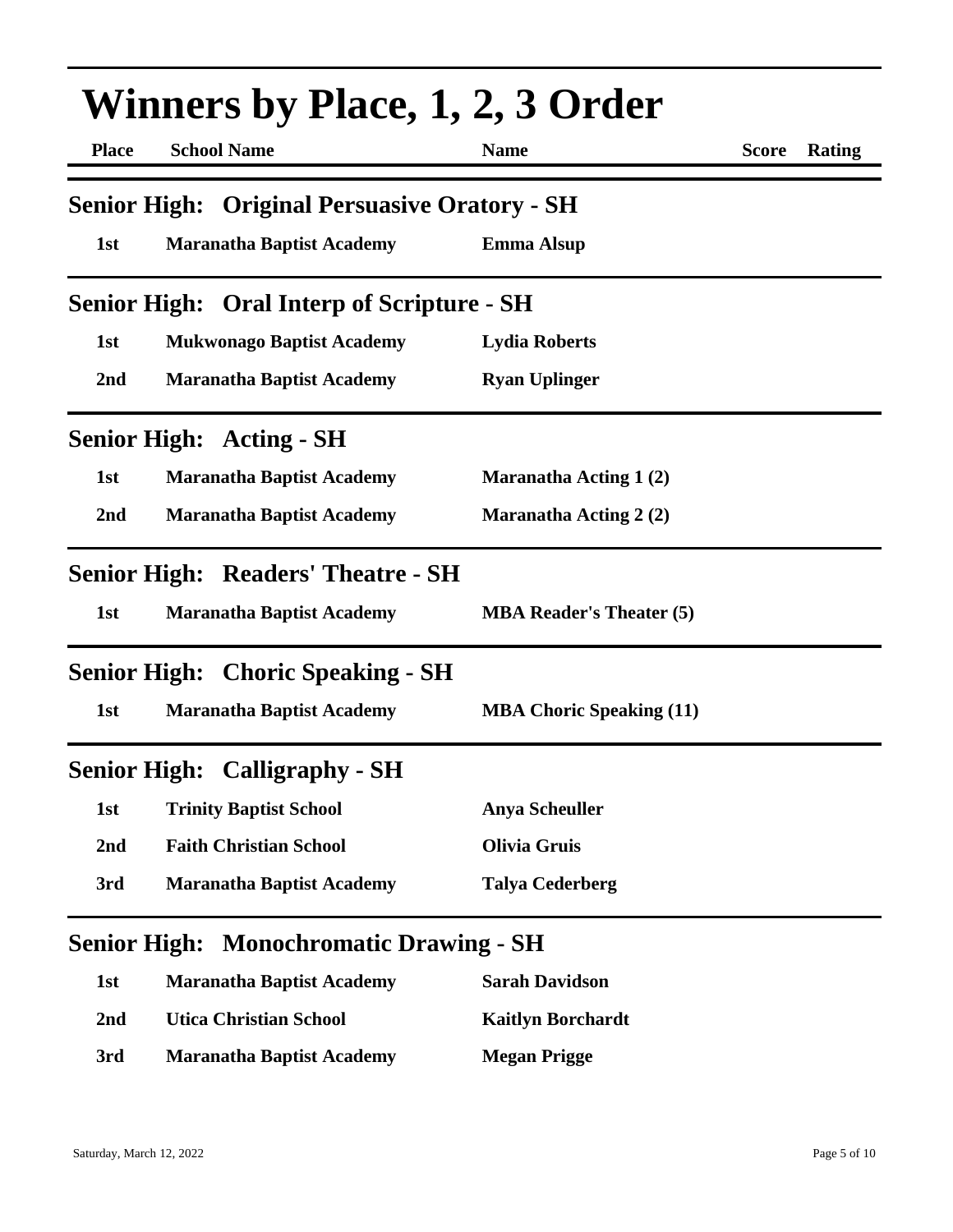# Winners by Place, 1, 2, 3 Order

| Place | School Name | Name | Score | Rating |
|---|---|---|---|---|

## Senior High: Original Persuasive Oratory - SH

| Place | School Name | Name | Score | Rating |
|---|---|---|---|---|
| 1st | Maranatha Baptist Academy | Emma Alsup | | |

## Senior High: Oral Interp of Scripture - SH

| Place | School Name | Name | Score | Rating |
|---|---|---|---|---|
| 1st | Mukwonago Baptist Academy | Lydia Roberts | | |
| 2nd | Maranatha Baptist Academy | Ryan Uplinger | | |

## Senior High: Acting - SH

| Place | School Name | Name | Score | Rating |
|---|---|---|---|---|
| 1st | Maranatha Baptist Academy | Maranatha Acting 1 (2) | | |
| 2nd | Maranatha Baptist Academy | Maranatha Acting 2 (2) | | |

## Senior High: Readers' Theatre - SH

| Place | School Name | Name | Score | Rating |
|---|---|---|---|---|
| 1st | Maranatha Baptist Academy | MBA Reader's Theater (5) | | |

## Senior High: Choric Speaking - SH

| Place | School Name | Name | Score | Rating |
|---|---|---|---|---|
| 1st | Maranatha Baptist Academy | MBA Choric Speaking (11) | | |

## Senior High: Calligraphy - SH

| Place | School Name | Name | Score | Rating |
|---|---|---|---|---|
| 1st | Trinity Baptist School | Anya Scheuller | | |
| 2nd | Faith Christian School | Olivia Gruis | | |
| 3rd | Maranatha Baptist Academy | Talya Cederberg | | |

## Senior High: Monochromatic Drawing - SH

| Place | School Name | Name | Score | Rating |
|---|---|---|---|---|
| 1st | Maranatha Baptist Academy | Sarah Davidson | | |
| 2nd | Utica Christian School | Kaitlyn Borchardt | | |
| 3rd | Maranatha Baptist Academy | Megan Prigge | | |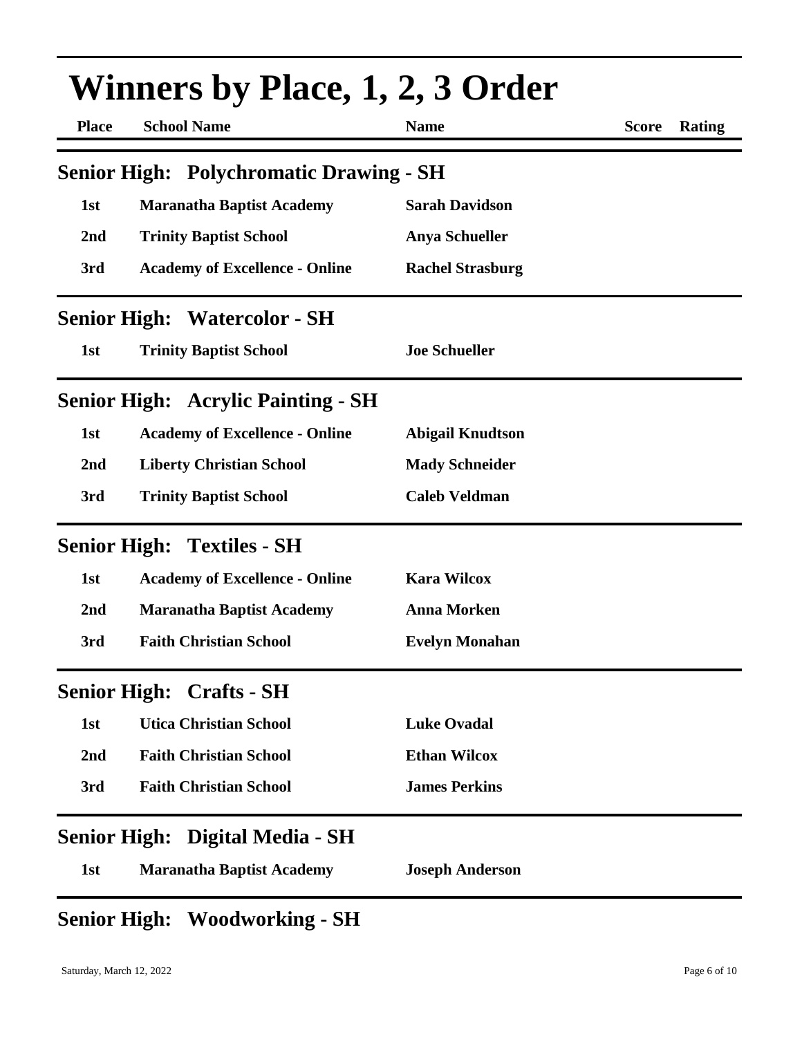# Winners by Place, 1, 2, 3 Order

| Place | School Name | Name | Score | Rating |
|---|---|---|---|---|

## Senior High: Polychromatic Drawing - SH

| Place | School Name | Name | Score | Rating |
|---|---|---|---|---|
| 1st | Maranatha Baptist Academy | Sarah Davidson | | |
| 2nd | Trinity Baptist School | Anya Schueller | | |
| 3rd | Academy of Excellence - Online | Rachel Strasburg | | |

## Senior High: Watercolor - SH

| Place | School Name | Name | Score | Rating |
|---|---|---|---|---|
| 1st | Trinity Baptist School | Joe Schueller | | |

## Senior High: Acrylic Painting - SH

| Place | School Name | Name | Score | Rating |
|---|---|---|---|---|
| 1st | Academy of Excellence - Online | Abigail Knudtson | | |
| 2nd | Liberty Christian School | Mady Schneider | | |
| 3rd | Trinity Baptist School | Caleb Veldman | | |

## Senior High: Textiles - SH

| Place | School Name | Name | Score | Rating |
|---|---|---|---|---|
| 1st | Academy of Excellence - Online | Kara Wilcox | | |
| 2nd | Maranatha Baptist Academy | Anna Morken | | |
| 3rd | Faith Christian School | Evelyn Monahan | | |

## Senior High: Crafts - SH

| Place | School Name | Name | Score | Rating |
|---|---|---|---|---|
| 1st | Utica Christian School | Luke Ovadal | | |
| 2nd | Faith Christian School | Ethan Wilcox | | |
| 3rd | Faith Christian School | James Perkins | | |

## Senior High: Digital Media - SH

| Place | School Name | Name | Score | Rating |
|---|---|---|---|---|
| 1st | Maranatha Baptist Academy | Joseph Anderson | | |

## Senior High: Woodworking - SH

Saturday, March 12, 2022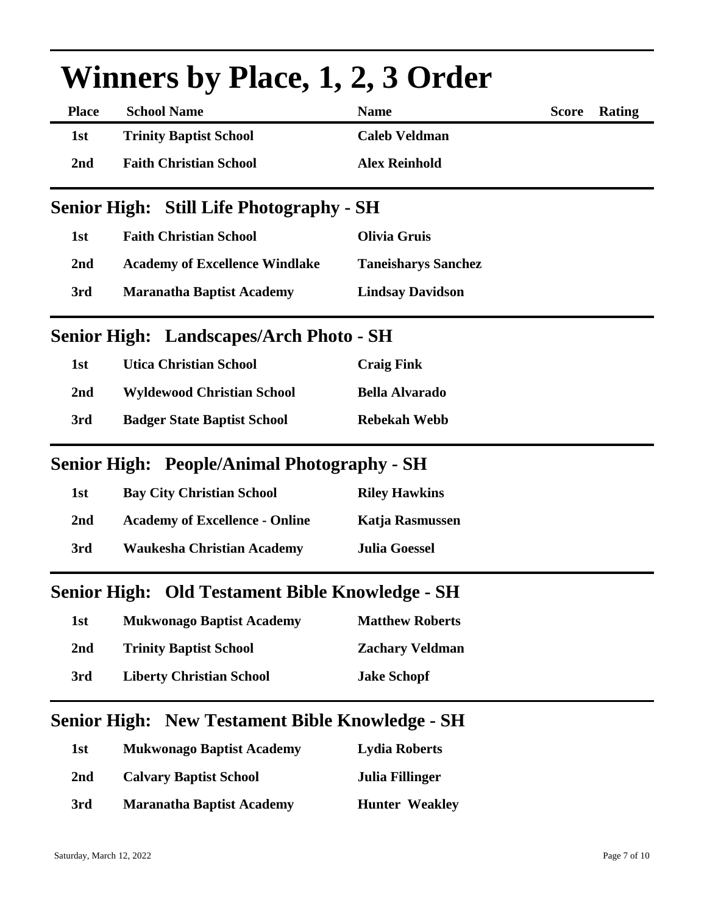# Winners by Place, 1, 2, 3 Order

| Place | School Name | Name | Score | Rating |
|---|---|---|---|---|
| 1st | Trinity Baptist School | Caleb Veldman | | |
| 2nd | Faith Christian School | Alex Reinhold | | |

## Senior High: Still Life Photography - SH

| Place | School Name | Name | Score | Rating |
|---|---|---|---|---|
| 1st | Faith Christian School | Olivia Gruis | | |
| 2nd | Academy of Excellence Windlake | Taneisharys Sanchez | | |
| 3rd | Maranatha Baptist Academy | Lindsay Davidson | | |

## Senior High: Landscapes/Arch Photo - SH

| Place | School Name | Name | Score | Rating |
|---|---|---|---|---|
| 1st | Utica Christian School | Craig Fink | | |
| 2nd | Wyldewood Christian School | Bella Alvarado | | |
| 3rd | Badger State Baptist School | Rebekah Webb | | |

## Senior High: People/Animal Photography - SH

| Place | School Name | Name | Score | Rating |
|---|---|---|---|---|
| 1st | Bay City Christian School | Riley Hawkins | | |
| 2nd | Academy of Excellence - Online | Katja Rasmussen | | |
| 3rd | Waukesha Christian Academy | Julia Goessel | | |

## Senior High: Old Testament Bible Knowledge - SH

| Place | School Name | Name | Score | Rating |
|---|---|---|---|---|
| 1st | Mukwonago Baptist Academy | Matthew Roberts | | |
| 2nd | Trinity Baptist School | Zachary Veldman | | |
| 3rd | Liberty Christian School | Jake Schopf | | |

## Senior High: New Testament Bible Knowledge - SH

| Place | School Name | Name | Score | Rating |
|---|---|---|---|---|
| 1st | Mukwonago Baptist Academy | Lydia Roberts | | |
| 2nd | Calvary Baptist School | Julia Fillinger | | |
| 3rd | Maranatha Baptist Academy | Hunter Weakley | | |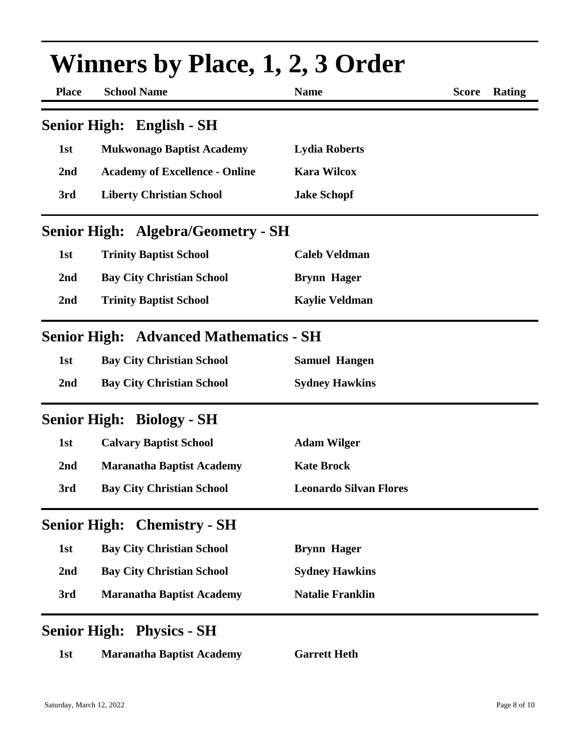# Winners by Place, 1, 2, 3 Order

| Place | School Name | Name | Score | Rating |
|---|---|---|---|---|

## Senior High: English - SH

| Place | School Name | Name | Score | Rating |
|---|---|---|---|---|
| 1st | Mukwonago Baptist Academy | Lydia Roberts | | |
| 2nd | Academy of Excellence - Online | Kara Wilcox | | |
| 3rd | Liberty Christian School | Jake Schopf | | |

## Senior High: Algebra/Geometry - SH

| Place | School Name | Name | Score | Rating |
|---|---|---|---|---|
| 1st | Trinity Baptist School | Caleb Veldman | | |
| 2nd | Bay City Christian School | Brynn Hager | | |
| 2nd | Trinity Baptist School | Kaylie Veldman | | |

## Senior High: Advanced Mathematics - SH

| Place | School Name | Name | Score | Rating |
|---|---|---|---|---|
| 1st | Bay City Christian School | Samuel Hangen | | |
| 2nd | Bay City Christian School | Sydney Hawkins | | |

## Senior High: Biology - SH

| Place | School Name | Name | Score | Rating |
|---|---|---|---|---|
| 1st | Calvary Baptist School | Adam Wilger | | |
| 2nd | Maranatha Baptist Academy | Kate Brock | | |
| 3rd | Bay City Christian School | Leonardo Silvan Flores | | |

## Senior High: Chemistry - SH

| Place | School Name | Name | Score | Rating |
|---|---|---|---|---|
| 1st | Bay City Christian School | Brynn Hager | | |
| 2nd | Bay City Christian School | Sydney Hawkins | | |
| 3rd | Maranatha Baptist Academy | Natalie Franklin | | |

## Senior High: Physics - SH

| Place | School Name | Name | Score | Rating |
|---|---|---|---|---|
| 1st | Maranatha Baptist Academy | Garrett Heth | | |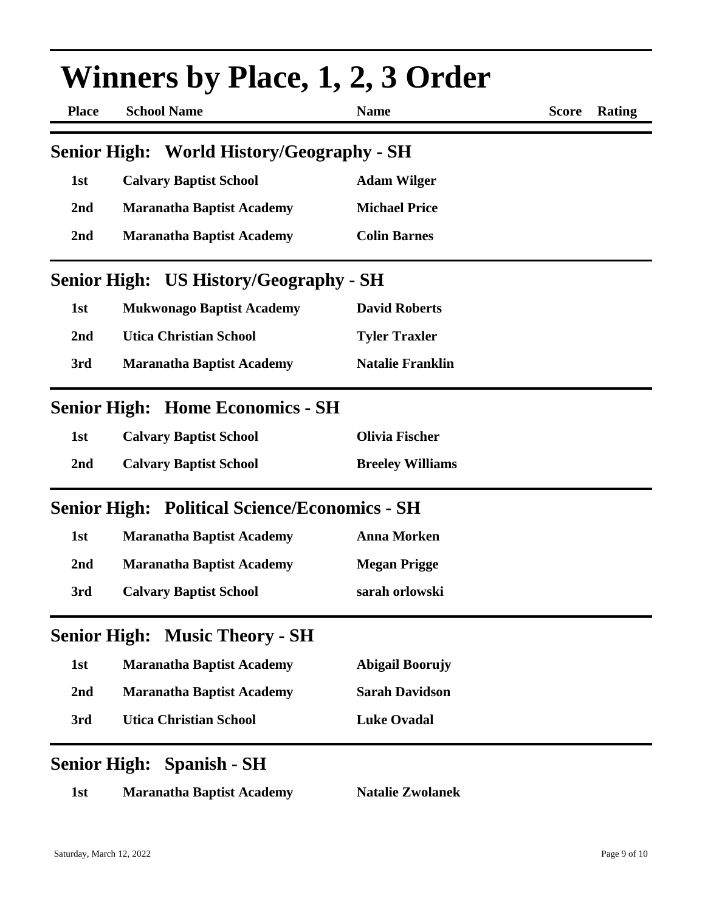# Winners by Place, 1, 2, 3 Order

## Senior High: World History/Geography - SH

| Place | School Name | Name | Score | Rating |
|---|---|---|---|---|
| 1st | Calvary Baptist School | Adam Wilger | | |
| 2nd | Maranatha Baptist Academy | Michael Price | | |
| 2nd | Maranatha Baptist Academy | Colin Barnes | | |

## Senior High: US History/Geography - SH

| Place | School Name | Name | Score | Rating |
|---|---|---|---|---|
| 1st | Mukwonago Baptist Academy | David Roberts | | |
| 2nd | Utica Christian School | Tyler Traxler | | |
| 3rd | Maranatha Baptist Academy | Natalie Franklin | | |

## Senior High: Home Economics - SH

| Place | School Name | Name | Score | Rating |
|---|---|---|---|---|
| 1st | Calvary Baptist School | Olivia Fischer | | |
| 2nd | Calvary Baptist School | Breeley Williams | | |

## Senior High: Political Science/Economics - SH

| Place | School Name | Name | Score | Rating |
|---|---|---|---|---|
| 1st | Maranatha Baptist Academy | Anna Morken | | |
| 2nd | Maranatha Baptist Academy | Megan Prigge | | |
| 3rd | Calvary Baptist School | sarah orlowski | | |

## Senior High: Music Theory - SH

| Place | School Name | Name | Score | Rating |
|---|---|---|---|---|
| 1st | Maranatha Baptist Academy | Abigail Boorujy | | |
| 2nd | Maranatha Baptist Academy | Sarah Davidson | | |
| 3rd | Utica Christian School | Luke Ovadal | | |

## Senior High: Spanish - SH

| Place | School Name | Name | Score | Rating |
|---|---|---|---|---|
| 1st | Maranatha Baptist Academy | Natalie Zwolanek | | |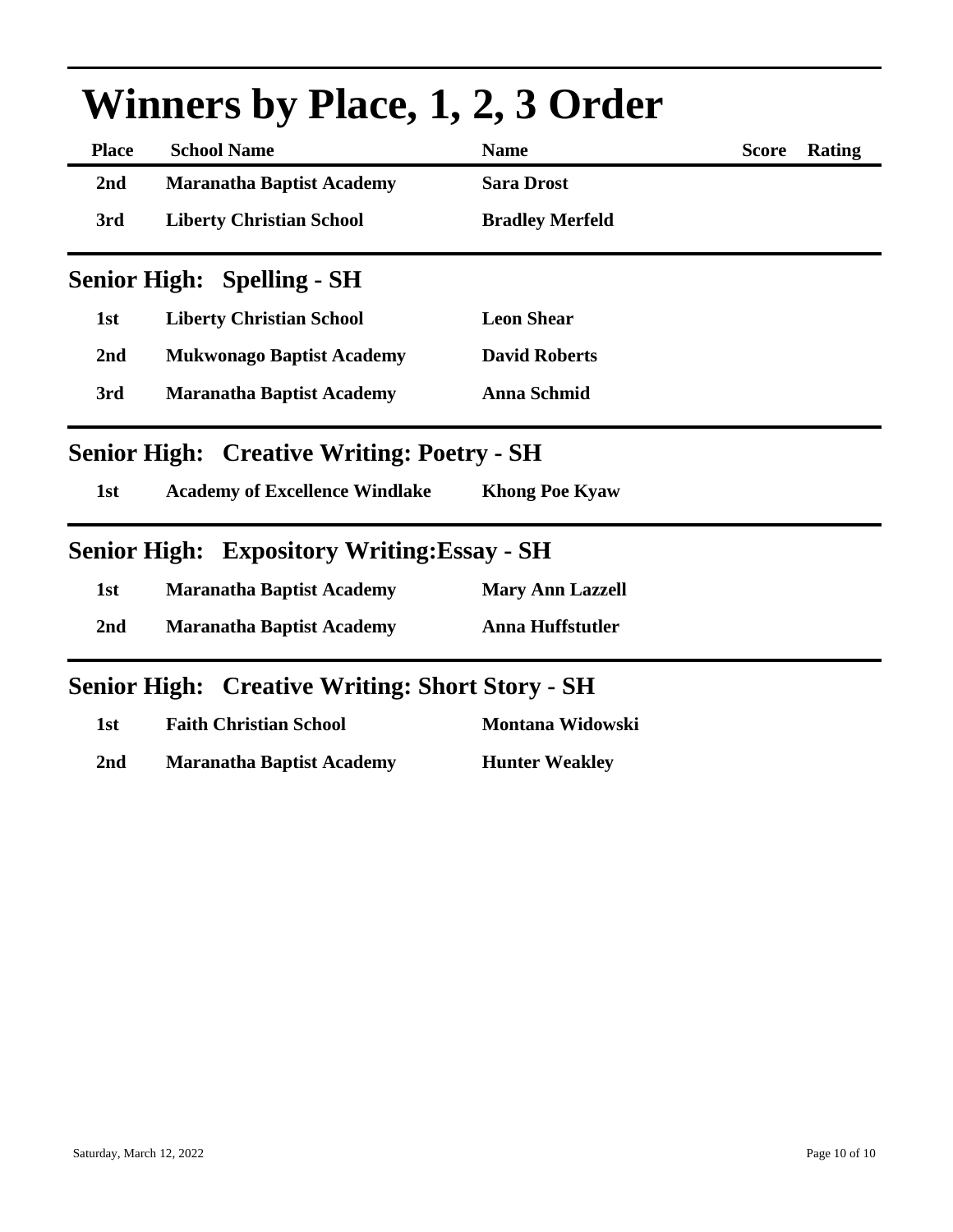# Winners by Place, 1, 2, 3 Order

| Place | School Name | Name | Score | Rating |
|---|---|---|---|---|
| 2nd | Maranatha Baptist Academy | Sara Drost | | |
| 3rd | Liberty Christian School | Bradley Merfeld | | |

## Senior High: Spelling - SH

| | | | | |
|---|---|---|---|---|
| 1st | Liberty Christian School | Leon Shear | | |
| 2nd | Mukwonago Baptist Academy | David Roberts | | |
| 3rd | Maranatha Baptist Academy | Anna Schmid | | |

## Senior High: Creative Writing: Poetry - SH

| | | | | |
|---|---|---|---|---|
| 1st | Academy of Excellence Windlake | Khong Poe Kyaw | | |

## Senior High: Expository Writing:Essay - SH

| | | | | |
|---|---|---|---|---|
| 1st | Maranatha Baptist Academy | Mary Ann Lazzell | | |
| 2nd | Maranatha Baptist Academy | Anna Huffstutler | | |

## Senior High: Creative Writing: Short Story - SH

| | | | | |
|---|---|---|---|---|
| 1st | Faith Christian School | Montana Widowski | | |
| 2nd | Maranatha Baptist Academy | Hunter Weakley | | |

Saturday, March 12, 2022